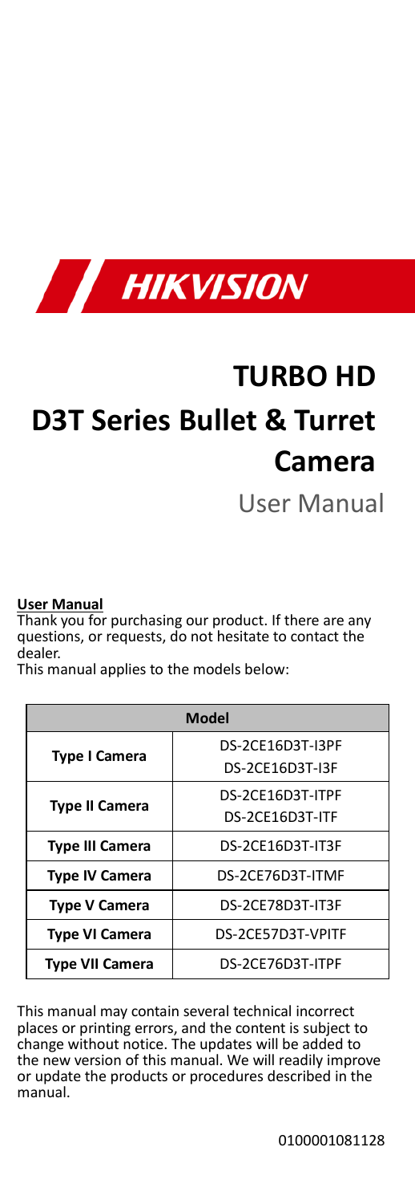HIKVISION

# TURBO HD

# D3T Series Bullet & Turret Camera

## User Manual

**User Manual**

Thank you for purchasing our product. If there are any questions, or requests, do not hesitate to contact the dealer.

This manual applies to the models below:

| Model | |
|---|---|
| **Type I Camera** | DS-2CE16D3T-I3PF<br>DS-2CE16D3T-I3F |
| **Type II Camera** | DS-2CE16D3T-ITPF<br>DS-2CE16D3T-ITF |
| **Type III Camera** | DS-2CE16D3T-IT3F |
| **Type IV Camera** | DS-2CE76D3T-ITMF |
| **Type V Camera** | DS-2CE78D3T-IT3F |
| **Type VI Camera** | DS-2CE57D3T-VPITF |
| **Type VII Camera** | DS-2CE76D3T-ITPF |

This manual may contain several technical incorrect places or printing errors, and the content is subject to change without notice. The updates will be added to the new version of this manual. We will readily improve or update the products or procedures described in the manual.

0100001081128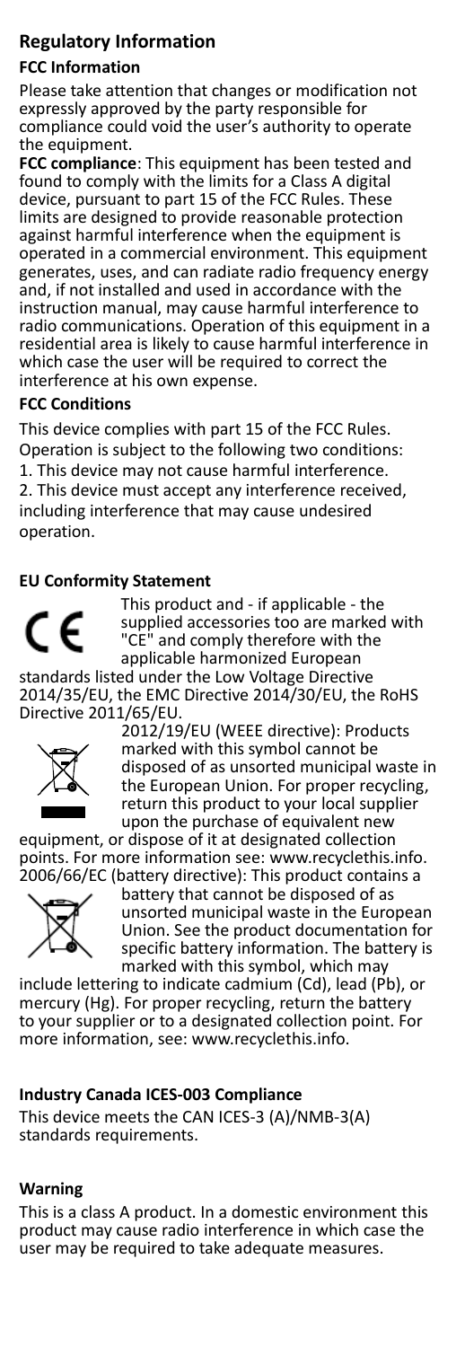## Regulatory Information

### FCC Information

Please take attention that changes or modification not expressly approved by the party responsible for compliance could void the user's authority to operate the equipment.

**FCC compliance**: This equipment has been tested and found to comply with the limits for a Class A digital device, pursuant to part 15 of the FCC Rules. These limits are designed to provide reasonable protection against harmful interference when the equipment is operated in a commercial environment. This equipment generates, uses, and can radiate radio frequency energy and, if not installed and used in accordance with the instruction manual, may cause harmful interference to radio communications. Operation of this equipment in a residential area is likely to cause harmful interference in which case the user will be required to correct the interference at his own expense.

### FCC Conditions

This device complies with part 15 of the FCC Rules. Operation is subject to the following two conditions:

1. This device may not cause harmful interference.
2. This device must accept any interference received, including interference that may cause undesired operation.

### EU Conformity Statement

This product and - if applicable - the supplied accessories too are marked with "CE" and comply therefore with the applicable harmonized European standards listed under the Low Voltage Directive 2014/35/EU, the EMC Directive 2014/30/EU, the RoHS Directive 2011/65/EU.

2012/19/EU (WEEE directive): Products marked with this symbol cannot be disposed of as unsorted municipal waste in the European Union. For proper recycling, return this product to your local supplier upon the purchase of equivalent new equipment, or dispose of it at designated collection points. For more information see: www.recyclethis.info.

2006/66/EC (battery directive): This product contains a battery that cannot be disposed of as unsorted municipal waste in the European Union. See the product documentation for specific battery information. The battery is marked with this symbol, which may include lettering to indicate cadmium (Cd), lead (Pb), or mercury (Hg). For proper recycling, return the battery to your supplier or to a designated collection point. For more information, see: www.recyclethis.info.

### Industry Canada ICES-003 Compliance

This device meets the CAN ICES-3 (A)/NMB-3(A) standards requirements.

### Warning

This is a class A product. In a domestic environment this product may cause radio interference in which case the user may be required to take adequate measures.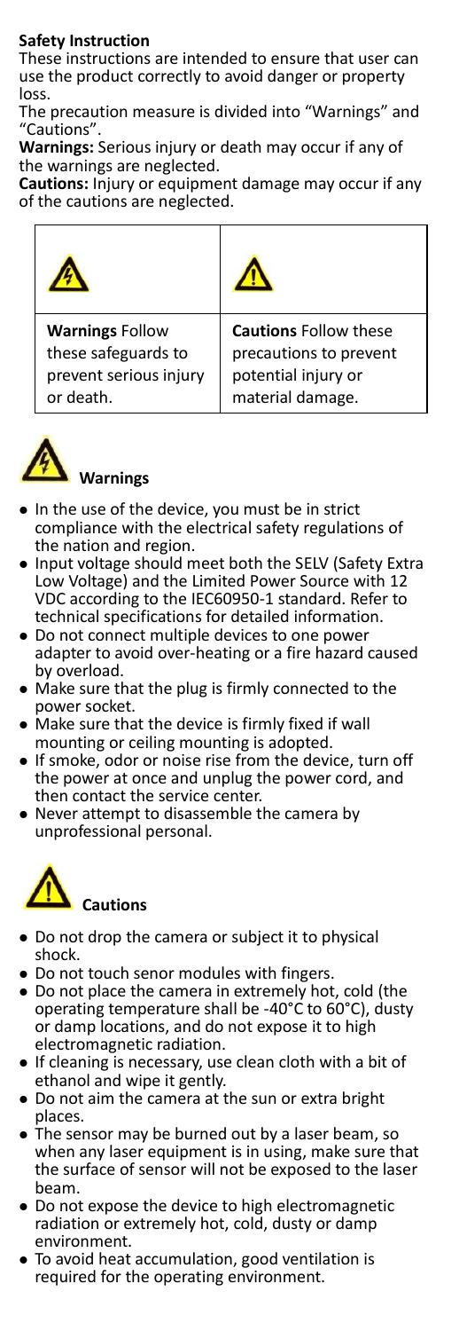**Safety Instruction**

These instructions are intended to ensure that user can use the product correctly to avoid danger or property loss.

The precaution measure is divided into “Warnings” and “Cautions”.

**Warnings:** Serious injury or death may occur if any of the warnings are neglected.

**Cautions:** Injury or equipment damage may occur if any of the cautions are neglected.

| | |
|---|---|
| **Warnings** Follow these safeguards to prevent serious injury or death. | **Cautions** Follow these precautions to prevent potential injury or material damage. |

**Warnings**

- In the use of the device, you must be in strict compliance with the electrical safety regulations of the nation and region.
- Input voltage should meet both the SELV (Safety Extra Low Voltage) and the Limited Power Source with 12 VDC according to the IEC60950-1 standard. Refer to technical specifications for detailed information.
- Do not connect multiple devices to one power adapter to avoid over-heating or a fire hazard caused by overload.
- Make sure that the plug is firmly connected to the power socket.
- Make sure that the device is firmly fixed if wall mounting or ceiling mounting is adopted.
- If smoke, odor or noise rise from the device, turn off the power at once and unplug the power cord, and then contact the service center.
- Never attempt to disassemble the camera by unprofessional personal.

**Cautions**

- Do not drop the camera or subject it to physical shock.
- Do not touch senor modules with fingers.
- Do not place the camera in extremely hot, cold (the operating temperature shall be -40°C to 60°C), dusty or damp locations, and do not expose it to high electromagnetic radiation.
- If cleaning is necessary, use clean cloth with a bit of ethanol and wipe it gently.
- Do not aim the camera at the sun or extra bright places.
- The sensor may be burned out by a laser beam, so when any laser equipment is in using, make sure that the surface of sensor will not be exposed to the laser beam.
- Do not expose the device to high electromagnetic radiation or extremely hot, cold, dusty or damp environment.
- To avoid heat accumulation, good ventilation is required for the operating environment.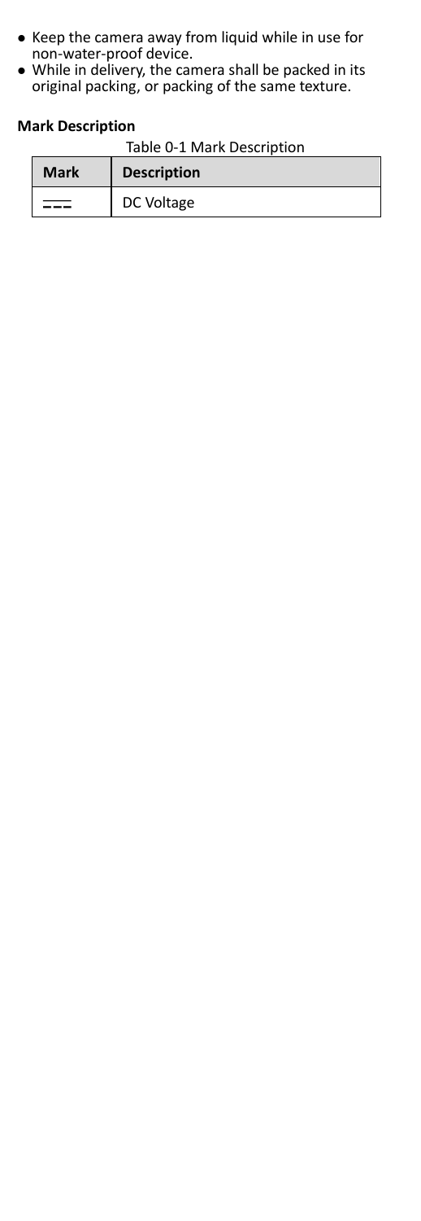- Keep the camera away from liquid while in use for non-water-proof device.
- While in delivery, the camera shall be packed in its original packing, or packing of the same texture.

**Mark Description**

Table 0-1 Mark Description

| Mark | Description |
| --- | --- |
| ⎓ | DC Voltage |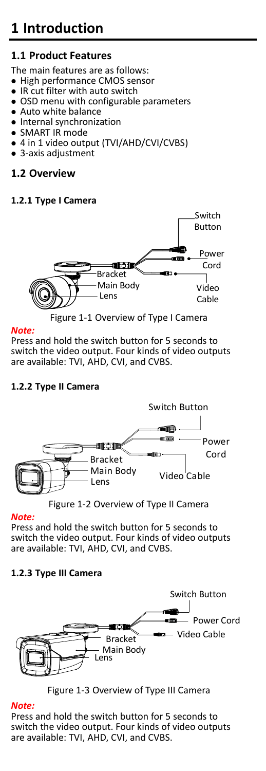# 1 Introduction

## 1.1 Product Features

The main features are as follows:

- High performance CMOS sensor
- IR cut filter with auto switch
- OSD menu with configurable parameters
- Auto white balance
- Internal synchronization
- SMART IR mode
- 4 in 1 video output (TVI/AHD/CVI/CVBS)
- 3-axis adjustment

## 1.2 Overview

### 1.2.1 Type I Camera

Figure 1-1 Overview of Type I Camera

*Note:*

Press and hold the switch button for 5 seconds to switch the video output. Four kinds of video outputs are available: TVI, AHD, CVI, and CVBS.

### 1.2.2 Type II Camera

Figure 1-2 Overview of Type II Camera

*Note:*

Press and hold the switch button for 5 seconds to switch the video output. Four kinds of video outputs are available: TVI, AHD, CVI, and CVBS.

### 1.2.3 Type III Camera

Figure 1-3 Overview of Type III Camera

*Note:*

Press and hold the switch button for 5 seconds to switch the video output. Four kinds of video outputs are available: TVI, AHD, CVI, and CVBS.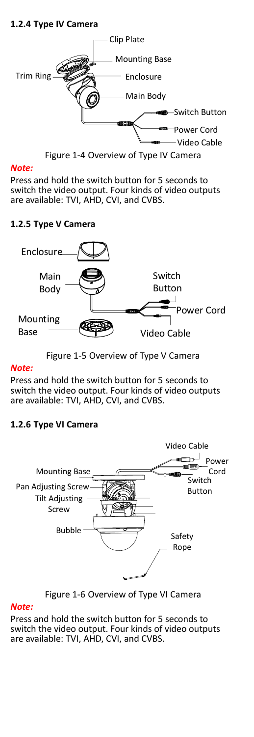### 1.2.4 Type IV Camera

Figure 1-4 Overview of Type IV Camera

***Note:***

Press and hold the switch button for 5 seconds to switch the video output. Four kinds of video outputs are available: TVI, AHD, CVI, and CVBS.

### 1.2.5 Type V Camera

Figure 1-5 Overview of Type V Camera

***Note:***

Press and hold the switch button for 5 seconds to switch the video output. Four kinds of video outputs are available: TVI, AHD, CVI, and CVBS.

### 1.2.6 Type VI Camera

Figure 1-6 Overview of Type VI Camera

***Note:***

Press and hold the switch button for 5 seconds to switch the video output. Four kinds of video outputs are available: TVI, AHD, CVI, and CVBS.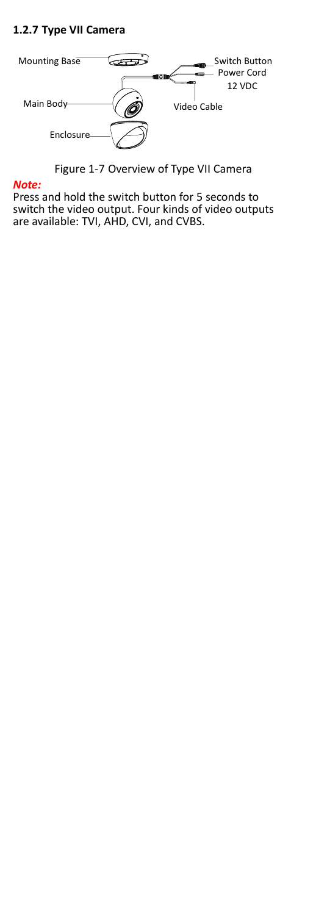### 1.2.7 Type VII Camera

Mounting Base

Switch Button

Power Cord

12 VDC

Main Body

Video Cable

Enclosure

Figure 1-7 Overview of Type VII Camera

***Note:***

Press and hold the switch button for 5 seconds to switch the video output. Four kinds of video outputs are available: TVI, AHD, CVI, and CVBS.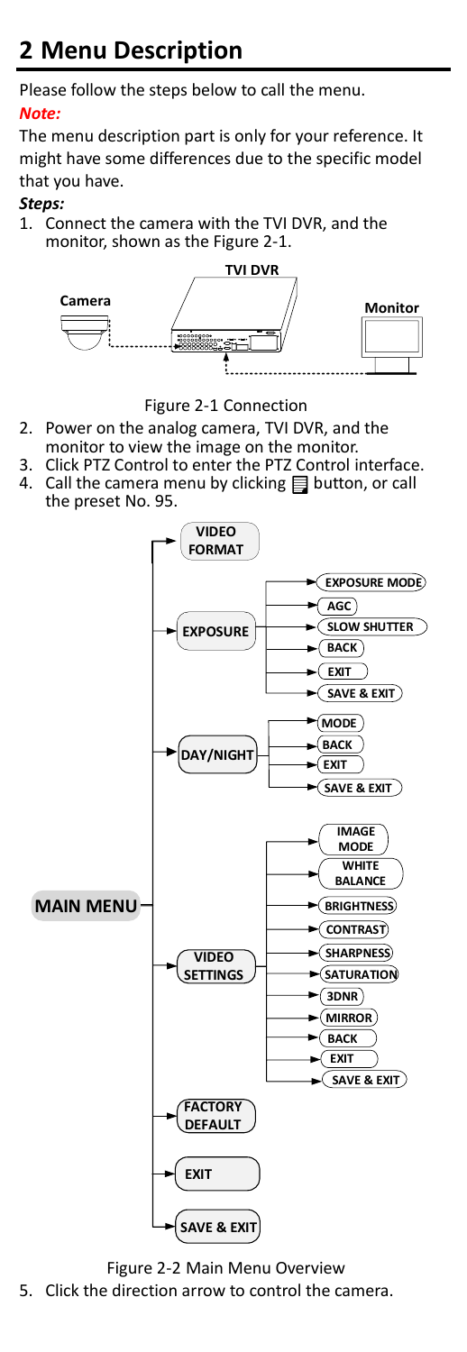# 2 Menu Description

Please follow the steps below to call the menu.

***Note:***

The menu description part is only for your reference. It might have some differences due to the specific model that you have.

***Steps:***

1. Connect the camera with the TVI DVR, and the monitor, shown as the Figure 2-1.

Figure 2-1 Connection

2. Power on the analog camera, TVI DVR, and the monitor to view the image on the monitor.
3. Click PTZ Control to enter the PTZ Control interface.
4. Call the camera menu by clicking button, or call the preset No. 95.

Figure 2-2 Main Menu Overview

5. Click the direction arrow to control the camera.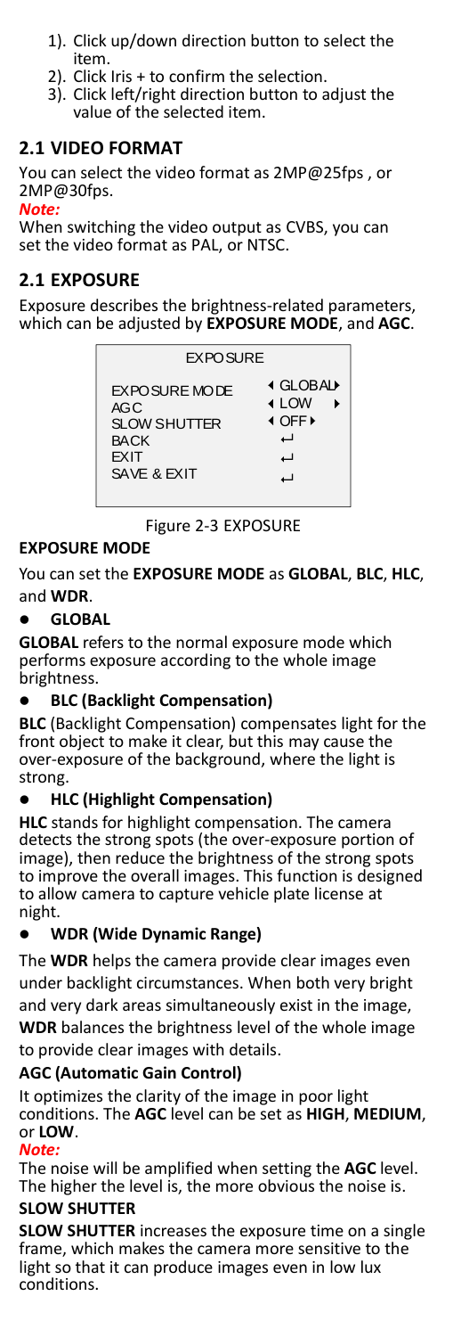1). Click up/down direction button to select the item.
2). Click Iris + to confirm the selection.
3). Click left/right direction button to adjust the value of the selected item.

## 2.1 VIDEO FORMAT

You can select the video format as 2MP@25fps , or 2MP@30fps.

***Note:***

When switching the video output as CVBS, you can set the video format as PAL, or NTSC.

## 2.1 EXPOSURE

Exposure describes the brightness-related parameters, which can be adjusted by **EXPOSURE MODE**, and **AGC**.

| EXPOSURE | |
|---|---|
| EXPOSURE MODE | ◀ GLOBAL ▶ |
| AGC | ◀ LOW ▶ |
| SLOW SHUTTER | ◀ OFF ▶ |
| BACK | ↵ |
| EXIT | ↵ |
| SAVE & EXIT | ↵ |

Figure 2-3 EXPOSURE

### EXPOSURE MODE

You can set the **EXPOSURE MODE** as **GLOBAL**, **BLC**, **HLC**, and **WDR**.

- **GLOBAL**

**GLOBAL** refers to the normal exposure mode which performs exposure according to the whole image brightness.

- **BLC (Backlight Compensation)**

**BLC** (Backlight Compensation) compensates light for the front object to make it clear, but this may cause the over-exposure of the background, where the light is strong.

- **HLC (Highlight Compensation)**

**HLC** stands for highlight compensation. The camera detects the strong spots (the over-exposure portion of image), then reduce the brightness of the strong spots to improve the overall images. This function is designed to allow camera to capture vehicle plate license at night.

- **WDR (Wide Dynamic Range)**

The **WDR** helps the camera provide clear images even under backlight circumstances. When both very bright and very dark areas simultaneously exist in the image, **WDR** balances the brightness level of the whole image to provide clear images with details.

### AGC (Automatic Gain Control)

It optimizes the clarity of the image in poor light conditions. The **AGC** level can be set as **HIGH**, **MEDIUM**, or **LOW**.

***Note:***

The noise will be amplified when setting the **AGC** level. The higher the level is, the more obvious the noise is.

### SLOW SHUTTER

**SLOW SHUTTER** increases the exposure time on a single frame, which makes the camera more sensitive to the light so that it can produce images even in low lux conditions.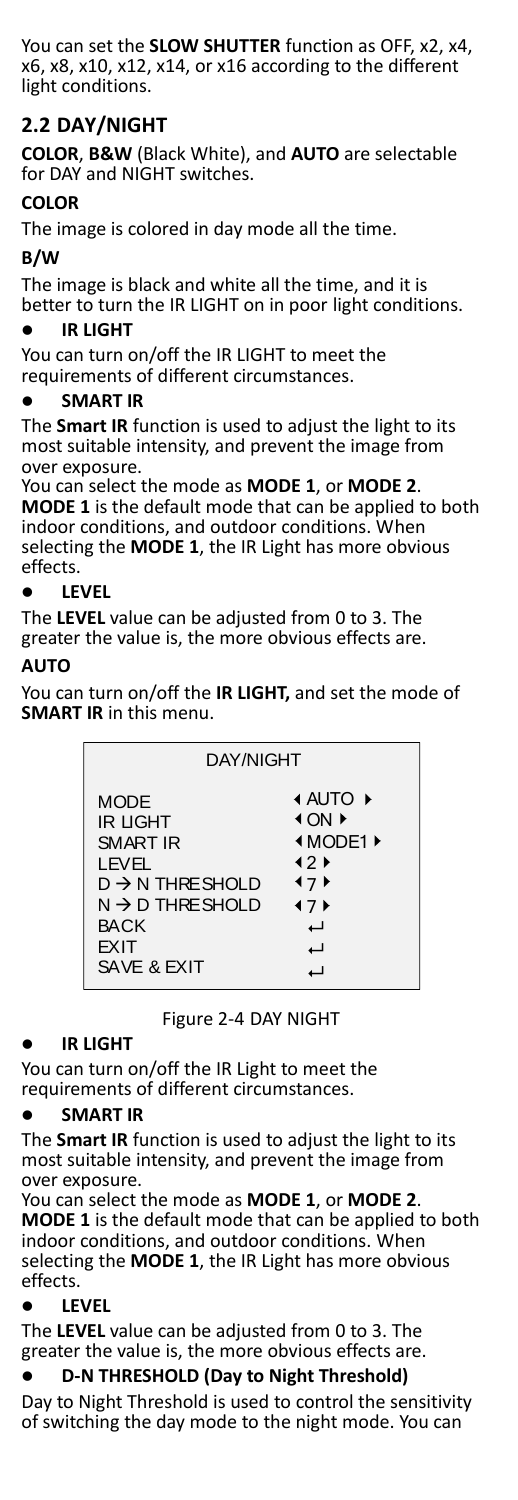You can set the **SLOW SHUTTER** function as OFF, x2, x4, x6, x8, x10, x12, x14, or x16 according to the different light conditions.

## 2.2 DAY/NIGHT

**COLOR**, **B&W** (Black White), and **AUTO** are selectable for DAY and NIGHT switches.

### COLOR

The image is colored in day mode all the time.

### B/W

The image is black and white all the time, and it is better to turn the IR LIGHT on in poor light conditions.

- **IR LIGHT**

You can turn on/off the IR LIGHT to meet the requirements of different circumstances.

- **SMART IR**

The **Smart IR** function is used to adjust the light to its most suitable intensity, and prevent the image from over exposure.

You can select the mode as **MODE 1**, or **MODE 2**. **MODE 1** is the default mode that can be applied to both indoor conditions, and outdoor conditions. When selecting the **MODE 1**, the IR Light has more obvious effects.

- **LEVEL**

The **LEVEL** value can be adjusted from 0 to 3. The greater the value is, the more obvious effects are.

### AUTO

You can turn on/off the **IR LIGHT,** and set the mode of **SMART IR** in this menu.

| DAY/NIGHT | |
|---|---|
| MODE | ◂ AUTO ▸ |
| IR LIGHT | ◂ ON ▸ |
| SMART IR | ◂ MODE1 ▸ |
| LEVEL | ◂ 2 ▸ |
| D → N THRESHOLD | ◂ 7 ▸ |
| N → D THRESHOLD | ◂ 7 ▸ |
| BACK | ↵ |
| EXIT | ↵ |
| SAVE & EXIT | ↵ |

Figure 2-4 DAY NIGHT

- **IR LIGHT**

You can turn on/off the IR Light to meet the requirements of different circumstances.

- **SMART IR**

The **Smart IR** function is used to adjust the light to its most suitable intensity, and prevent the image from over exposure.

You can select the mode as **MODE 1**, or **MODE 2**. **MODE 1** is the default mode that can be applied to both indoor conditions, and outdoor conditions. When selecting the **MODE 1**, the IR Light has more obvious effects.

- **LEVEL**

The **LEVEL** value can be adjusted from 0 to 3. The greater the value is, the more obvious effects are.

- **D-N THRESHOLD (Day to Night Threshold)**

Day to Night Threshold is used to control the sensitivity of switching the day mode to the night mode. You can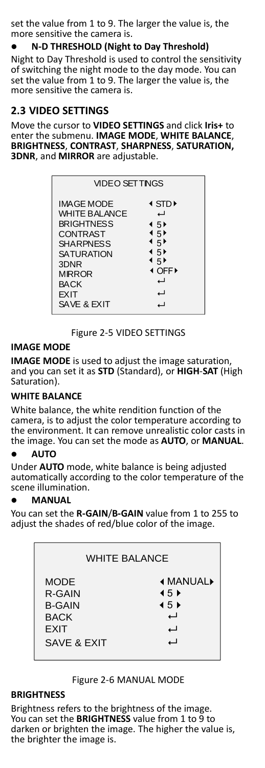set the value from 1 to 9. The larger the value is, the more sensitive the camera is.

- **N-D THRESHOLD (Night to Day Threshold)**

Night to Day Threshold is used to control the sensitivity of switching the night mode to the day mode. You can set the value from 1 to 9. The larger the value is, the more sensitive the camera is.

## 2.3 VIDEO SETTINGS

Move the cursor to **VIDEO SETTINGS** and click **Iris+** to enter the submenu. **IMAGE MODE**, **WHITE BALANCE**, **BRIGHTNESS**, **CONTRAST**, **SHARPNESS**, **SATURATION, 3DNR**, and **MIRROR** are adjustable.

| VIDEO SETTINGS | |
|---|---|
| IMAGE MODE | ◂ STD ▸ |
| WHITE BALANCE | ↵ |
| BRIGHTNESS | ◂ 5 ▸ |
| CONTRAST | ◂ 5 ▸ |
| SHARPNESS | ◂ 5 ▸ |
| SATURATION | ◂ 5 ▸ |
| 3DNR | ◂ 5 ▸ |
| MIRROR | ◂ OFF ▸ |
| BACK | ↵ |
| EXIT | ↵ |
| SAVE & EXIT | ↵ |

Figure 2-5 VIDEO SETTINGS

**IMAGE MODE**

**IMAGE MODE** is used to adjust the image saturation, and you can set it as **STD** (Standard), or **HIGH**-**SAT** (High Saturation).

**WHITE BALANCE**

White balance, the white rendition function of the camera, is to adjust the color temperature according to the environment. It can remove unrealistic color casts in the image. You can set the mode as **AUTO**, or **MANUAL**.

- **AUTO**

Under **AUTO** mode, white balance is being adjusted automatically according to the color temperature of the scene illumination.

- **MANUAL**

You can set the **R-GAIN**/**B-GAIN** value from 1 to 255 to adjust the shades of red/blue color of the image.

| WHITE BALANCE | |
|---|---|
| MODE | ◂ MANUAL ▸ |
| R-GAIN | ◂ 5 ▸ |
| B-GAIN | ◂ 5 ▸ |
| BACK | ↵ |
| EXIT | ↵ |
| SAVE & EXIT | ↵ |

Figure 2-6 MANUAL MODE

**BRIGHTNESS**

Brightness refers to the brightness of the image. You can set the **BRIGHTNESS** value from 1 to 9 to darken or brighten the image. The higher the value is, the brighter the image is.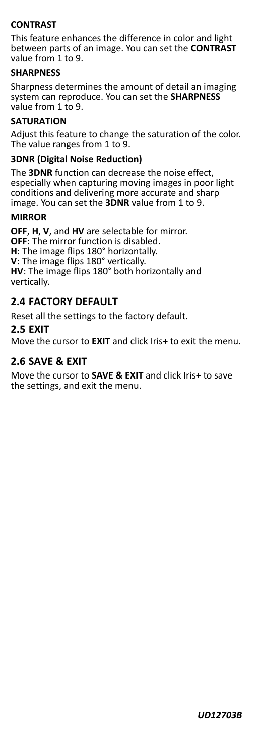**CONTRAST**

This feature enhances the difference in color and light between parts of an image. You can set the **CONTRAST** value from 1 to 9.

**SHARPNESS**

Sharpness determines the amount of detail an imaging system can reproduce. You can set the **SHARPNESS** value from 1 to 9.

**SATURATION**

Adjust this feature to change the saturation of the color. The value ranges from 1 to 9.

**3DNR (Digital Noise Reduction)**

The **3DNR** function can decrease the noise effect, especially when capturing moving images in poor light conditions and delivering more accurate and sharp image. You can set the **3DNR** value from 1 to 9.

**MIRROR**

**OFF**, **H**, **V**, and **HV** are selectable for mirror.
**OFF**: The mirror function is disabled.
**H**: The image flips 180° horizontally.
**V**: The image flips 180° vertically.
**HV**: The image flips 180° both horizontally and vertically.

## 2.4 FACTORY DEFAULT

Reset all the settings to the factory default.

## 2.5 EXIT

Move the cursor to **EXIT** and click Iris+ to exit the menu.

## 2.6 SAVE & EXIT

Move the cursor to **SAVE & EXIT** and click Iris+ to save the settings, and exit the menu.

***UD12703B***